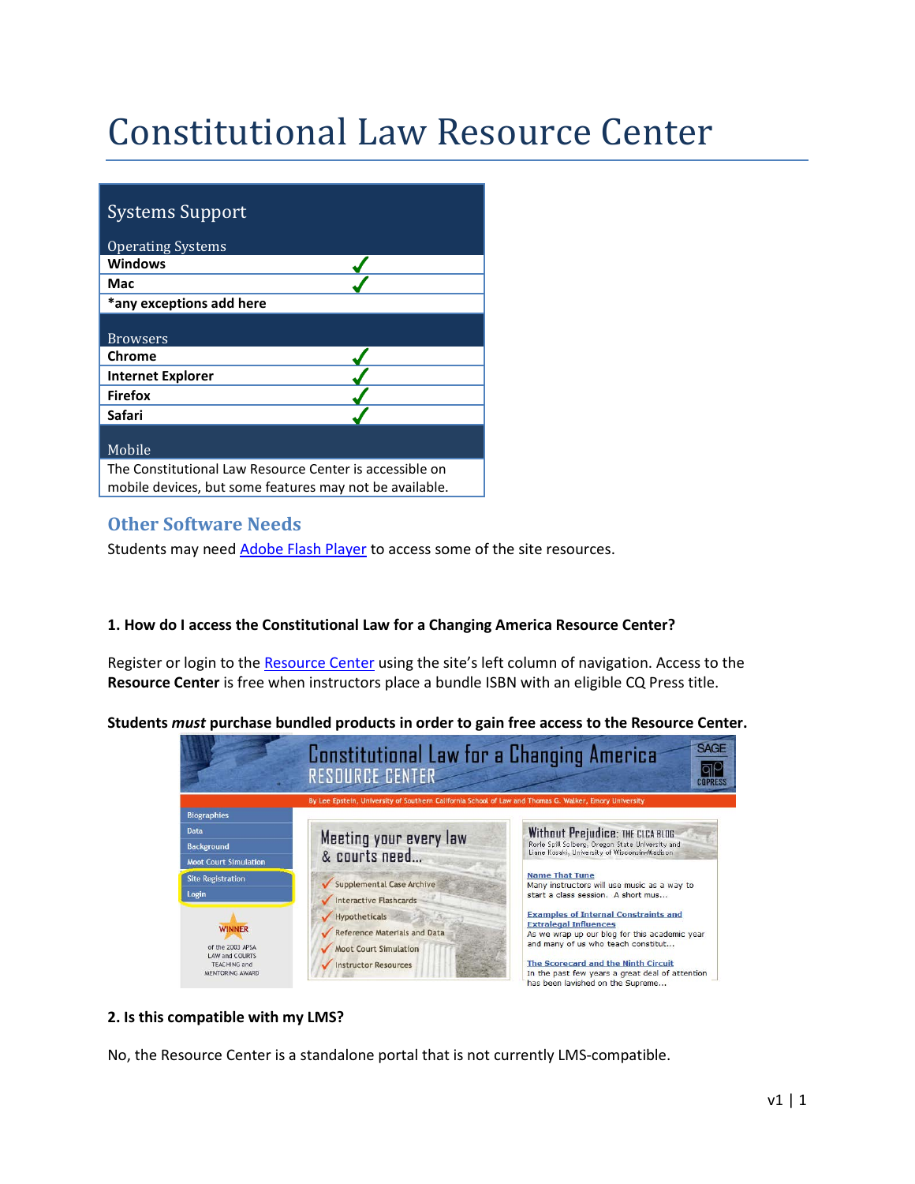# Constitutional Law Resource Center

| Systems Support | |
|---|---|
| Operating Systems | |
| **Windows** | ✓ |
| **Mac** | ✓ |
| ***any exceptions add here** | |
| Browsers | |
| **Chrome** | ✓ |
| **Internet Explorer** | ✓ |
| **Firefox** | ✓ |
| **Safari** | ✓ |
| Mobile | |
| The Constitutional Law Resource Center is accessible on mobile devices, but some features may not be available. | |

## Other Software Needs

Students may need Adobe Flash Player to access some of the site resources.

**1. How do I access the Constitutional Law for a Changing America Resource Center?**

Register or login to the Resource Center using the site's left column of navigation. Access to the **Resource Center** is free when instructors place a bundle ISBN with an eligible CQ Press title.

**Students *must* purchase bundled products in order to gain free access to the Resource Center.**

**2. Is this compatible with my LMS?**

No, the Resource Center is a standalone portal that is not currently LMS-compatible.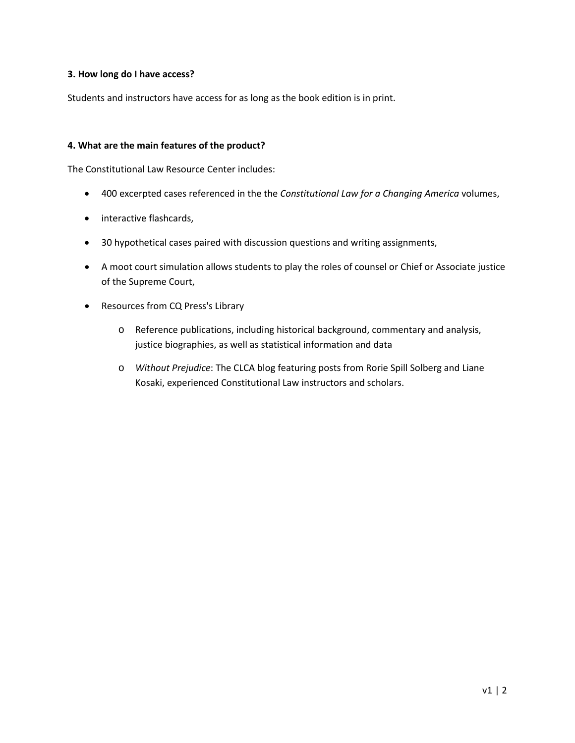**3. How long do I have access?**

Students and instructors have access for as long as the book edition is in print.

**4. What are the main features of the product?**

The Constitutional Law Resource Center includes:

- 400 excerpted cases referenced in the the *Constitutional Law for a Changing America* volumes,
- interactive flashcards,
- 30 hypothetical cases paired with discussion questions and writing assignments,
- A moot court simulation allows students to play the roles of counsel or Chief or Associate justice of the Supreme Court,
- Resources from CQ Press's Library
    - Reference publications, including historical background, commentary and analysis, justice biographies, as well as statistical information and data
    - *Without Prejudice*: The CLCA blog featuring posts from Rorie Spill Solberg and Liane Kosaki, experienced Constitutional Law instructors and scholars.